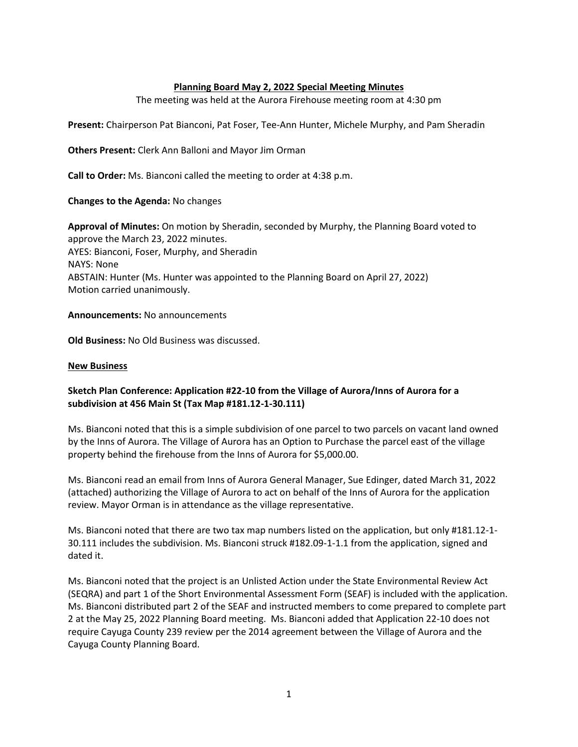# Planning Board May 2, 2022 Special Meeting Minutes

The meeting was held at the Aurora Firehouse meeting room at 4:30 pm

**Present:** Chairperson Pat Bianconi, Pat Foser, Tee-Ann Hunter, Michele Murphy, and Pam Sheradin

**Others Present:** Clerk Ann Balloni and Mayor Jim Orman

**Call to Order:** Ms. Bianconi called the meeting to order at 4:38 p.m.

**Changes to the Agenda:** No changes

**Approval of Minutes:** On motion by Sheradin, seconded by Murphy, the Planning Board voted to approve the March 23, 2022 minutes.
AYES: Bianconi, Foser, Murphy, and Sheradin
NAYS: None
ABSTAIN: Hunter (Ms. Hunter was appointed to the Planning Board on April 27, 2022)
Motion carried unanimously.

**Announcements:** No announcements

**Old Business:** No Old Business was discussed.

## New Business

### Sketch Plan Conference: Application #22-10 from the Village of Aurora/Inns of Aurora for a subdivision at 456 Main St (Tax Map #181.12-1-30.111)

Ms. Bianconi noted that this is a simple subdivision of one parcel to two parcels on vacant land owned by the Inns of Aurora. The Village of Aurora has an Option to Purchase the parcel east of the village property behind the firehouse from the Inns of Aurora for $5,000.00.

Ms. Bianconi read an email from Inns of Aurora General Manager, Sue Edinger, dated March 31, 2022 (attached) authorizing the Village of Aurora to act on behalf of the Inns of Aurora for the application review. Mayor Orman is in attendance as the village representative.

Ms. Bianconi noted that there are two tax map numbers listed on the application, but only #181.12-1-30.111 includes the subdivision. Ms. Bianconi struck #182.09-1-1.1 from the application, signed and dated it.

Ms. Bianconi noted that the project is an Unlisted Action under the State Environmental Review Act (SEQRA) and part 1 of the Short Environmental Assessment Form (SEAF) is included with the application. Ms. Bianconi distributed part 2 of the SEAF and instructed members to come prepared to complete part 2 at the May 25, 2022 Planning Board meeting. Ms. Bianconi added that Application 22-10 does not require Cayuga County 239 review per the 2014 agreement between the Village of Aurora and the Cayuga County Planning Board.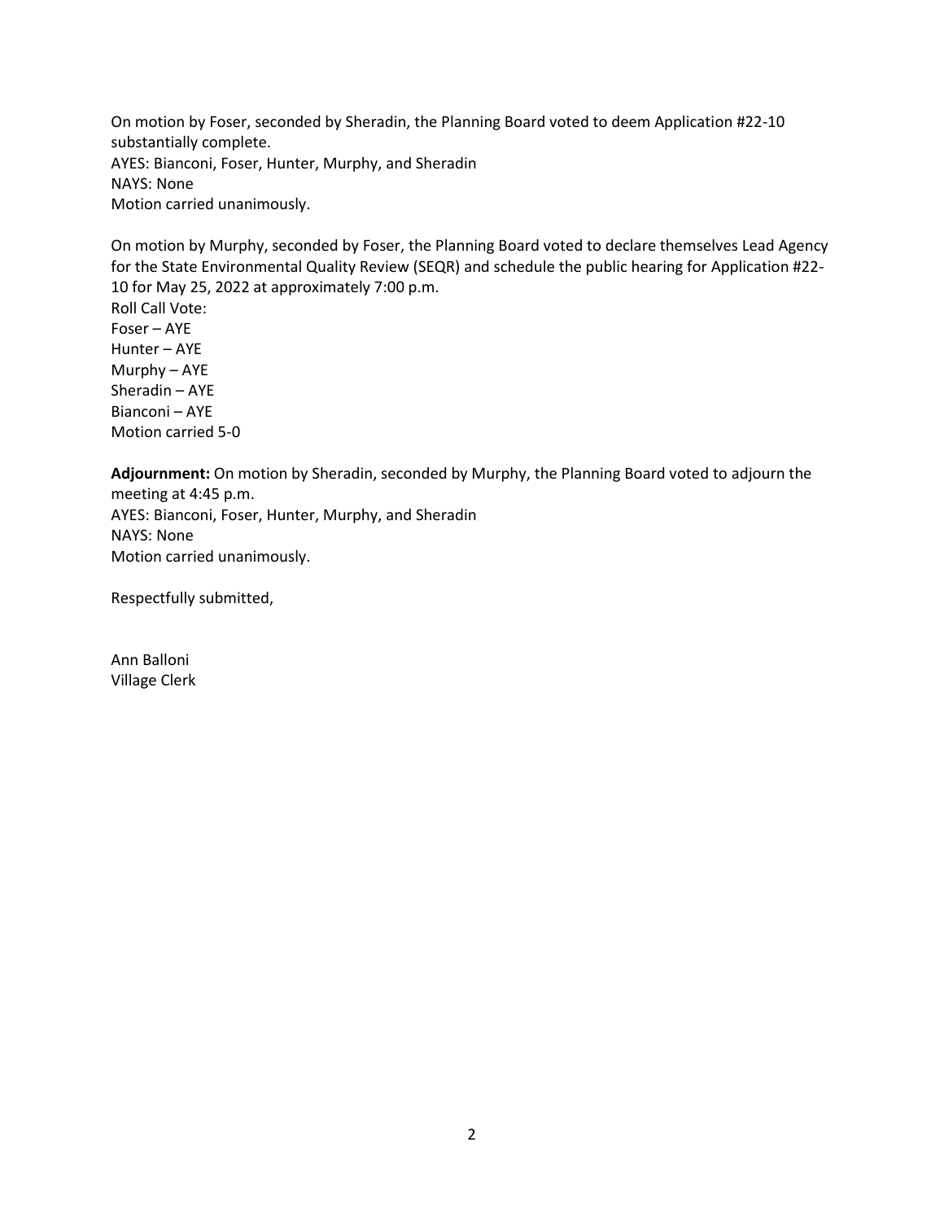On motion by Foser, seconded by Sheradin, the Planning Board voted to deem Application #22-10 substantially complete.
AYES: Bianconi, Foser, Hunter, Murphy, and Sheradin
NAYS: None
Motion carried unanimously.

On motion by Murphy, seconded by Foser, the Planning Board voted to declare themselves Lead Agency for the State Environmental Quality Review (SEQR) and schedule the public hearing for Application #22-10 for May 25, 2022 at approximately 7:00 p.m.
Roll Call Vote:
Foser – AYE
Hunter – AYE
Murphy – AYE
Sheradin – AYE
Bianconi – AYE
Motion carried 5-0

**Adjournment:** On motion by Sheradin, seconded by Murphy, the Planning Board voted to adjourn the meeting at 4:45 p.m.
AYES: Bianconi, Foser, Hunter, Murphy, and Sheradin
NAYS: None
Motion carried unanimously.

Respectfully submitted,

Ann Balloni
Village Clerk